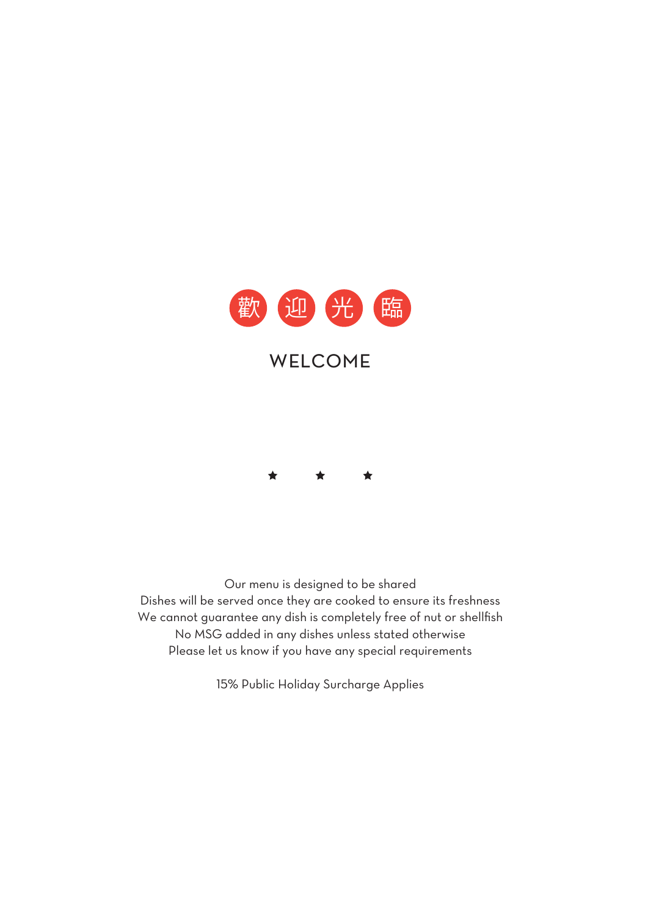歡迎光臨

# WELCOME

★ ★ ★

Our menu is designed to be shared
Dishes will be served once they are cooked to ensure its freshness
We cannot guarantee any dish is completely free of nut or shellfish
No MSG added in any dishes unless stated otherwise
Please let us know if you have any special requirements

15% Public Holiday Surcharge Applies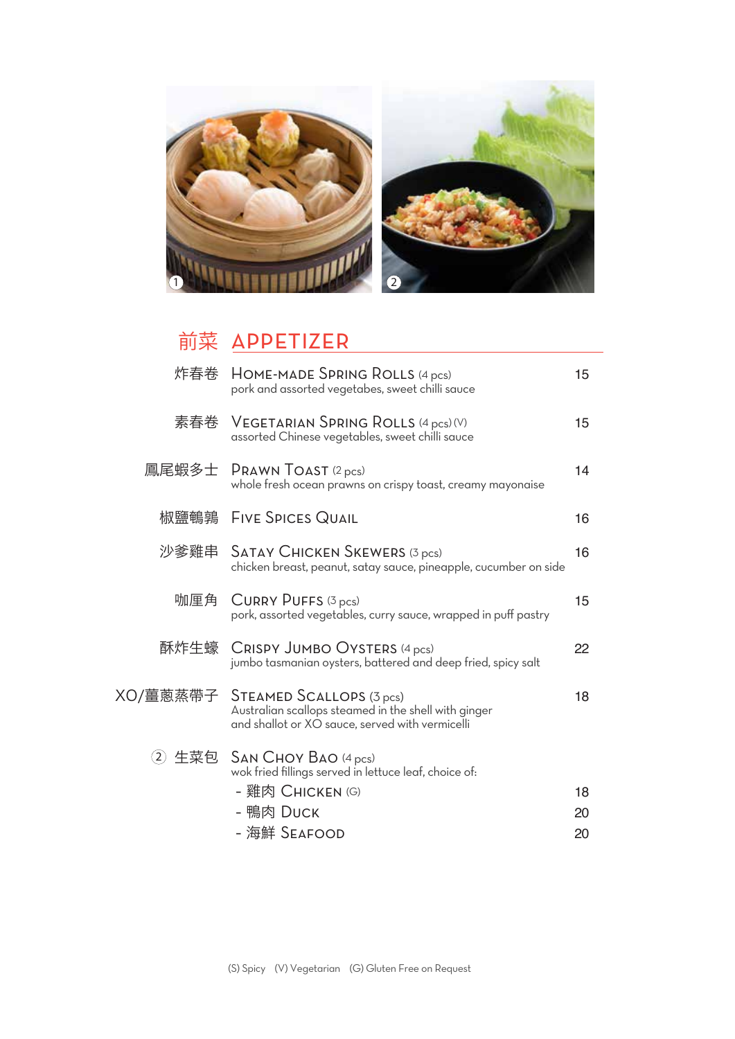## 前菜 APPETIZER

| | | |
|---|---|---|
| 炸春卷 | **Home-made Spring Rolls** (4 pcs)<br>pork and assorted vegetabes, sweet chilli sauce | 15 |
| 素春卷 | **Vegetarian Spring Rolls** (4 pcs) (V)<br>assorted Chinese vegetables, sweet chilli sauce | 15 |
| 鳳尾蝦多士 | **Prawn Toast** (2 pcs)<br>whole fresh ocean prawns on crispy toast, creamy mayonaise | 14 |
| 椒鹽鵪鶉 | **Five Spices Quail** | 16 |
| 沙爹雞串 | **Satay Chicken Skewers** (3 pcs)<br>chicken breast, peanut, satay sauce, pineapple, cucumber on side | 16 |
| 咖厘角 | **Curry Puffs** (3 pcs)<br>pork, assorted vegetables, curry sauce, wrapped in puff pastry | 15 |
| 酥炸生蠔 | **Crispy Jumbo Oysters** (4 pcs)<br>jumbo tasmanian oysters, battered and deep fried, spicy salt | 22 |
| XO/薑蔥蒸帶子 | **Steamed Scallops** (3 pcs)<br>Australian scallops steamed in the shell with ginger and shallot or XO sauce, served with vermicelli | 18 |
| ② 生菜包 | **San Choy Bao** (4 pcs)<br>wok fried fillings served in lettuce leaf, choice of: | |
| | - 雞肉 Chicken (G) | 18 |
| | - 鴨肉 Duck | 20 |
| | - 海鮮 Seafood | 20 |

(S) Spicy (V) Vegetarian (G) Gluten Free on Request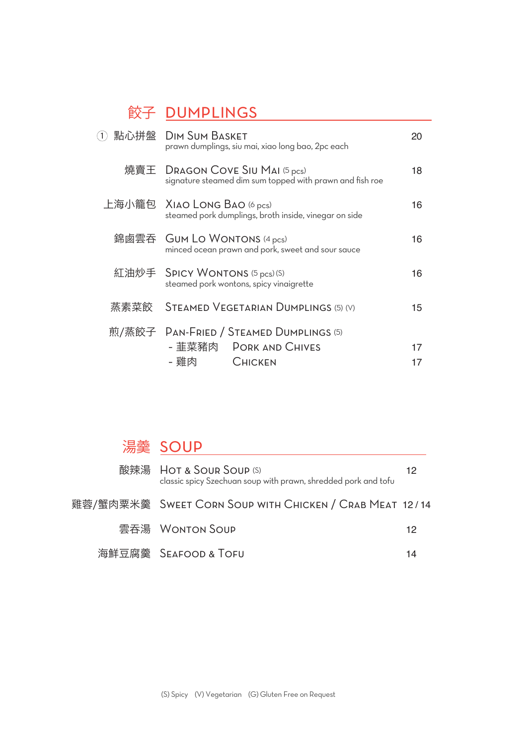## 餃子 DUMPLINGS

| | | |
|---|---|---|
| ① 點心拼盤 | **Dim Sum Basket**<br>prawn dumplings, siu mai, xiao long bao, 2pc each | 20 |
| 燒賣王 | **Dragon Cove Siu Mai** (5 pcs)<br>signature steamed dim sum topped with prawn and fish roe | 18 |
| 上海小籠包 | **Xiao Long Bao** (6 pcs)<br>steamed pork dumplings, broth inside, vinegar on side | 16 |
| 錦鹵雲吞 | **Gum Lo Wontons** (4 pcs)<br>minced ocean prawn and pork, sweet and sour sauce | 16 |
| 紅油炒手 | **Spicy Wontons** (5 pcs) (S)<br>steamed pork wontons, spicy vinaigrette | 16 |
| 蒸素菜餃 | **Steamed Vegetarian Dumplings** (5) (V) | 15 |
| 煎/蒸餃子 | **Pan-Fried / Steamed Dumplings** (5) | |
| - 韮菜豬肉 | Pork and Chives | 17 |
| - 雞肉 | Chicken | 17 |

## 湯羹 SOUP

| | | |
|---|---|---|
| 酸辣湯 | **Hot & Sour Soup** (S)<br>classic spicy Szechuan soup with prawn, shredded pork and tofu | 12 |
| 雞蓉/蟹肉粟米羹 | **Sweet Corn Soup with Chicken / Crab Meat** | 12 / 14 |
| 雲吞湯 | **Wonton Soup** | 12 |
| 海鮮豆腐羹 | **Seafood & Tofu** | 14 |

(S) Spicy (V) Vegetarian (G) Gluten Free on Request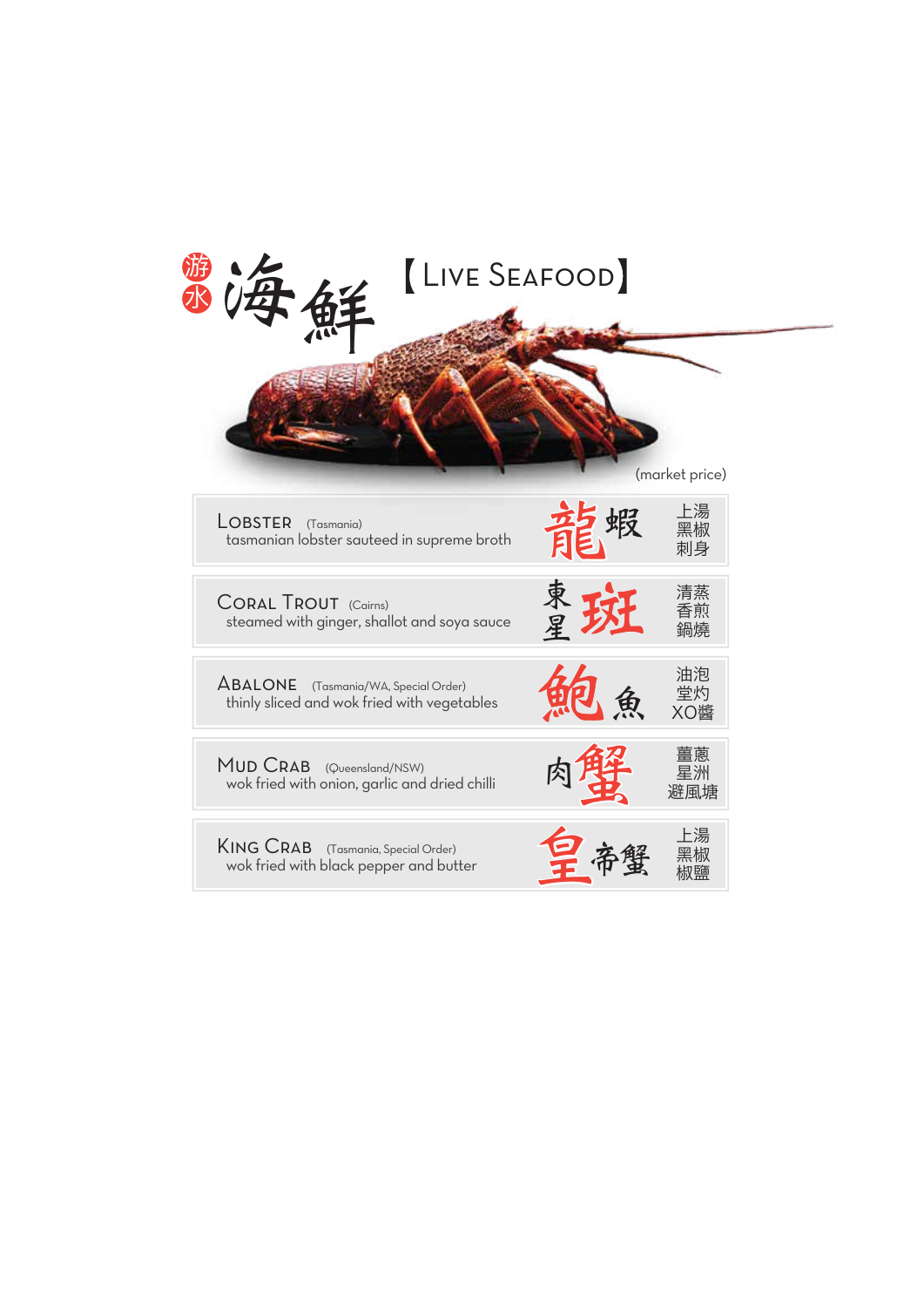# 游水 海鮮 【Live Seafood】

(market price)

| | | |
|---|---|---|
| **Lobster** (Tasmania)<br>tasmanian lobster sauteed in supreme broth | 龍蝦 | 上湯<br>黑椒<br>刺身 |
| **Coral Trout** (Cairns)<br>steamed with ginger, shallot and soya sauce | 東星斑 | 清蒸<br>香煎<br>鍋燒 |
| **Abalone** (Tasmania/WA, Special Order)<br>thinly sliced and wok fried with vegetables | 鮑魚 | 油泡<br>堂灼<br>XO醬 |
| **Mud Crab** (Queensland/NSW)<br>wok fried with onion, garlic and dried chilli | 肉蟹 | 薑蔥<br>星洲<br>避風塘 |
| **King Crab** (Tasmania, Special Order)<br>wok fried with black pepper and butter | 皇帝蟹 | 上湯<br>黑椒<br>椒鹽 |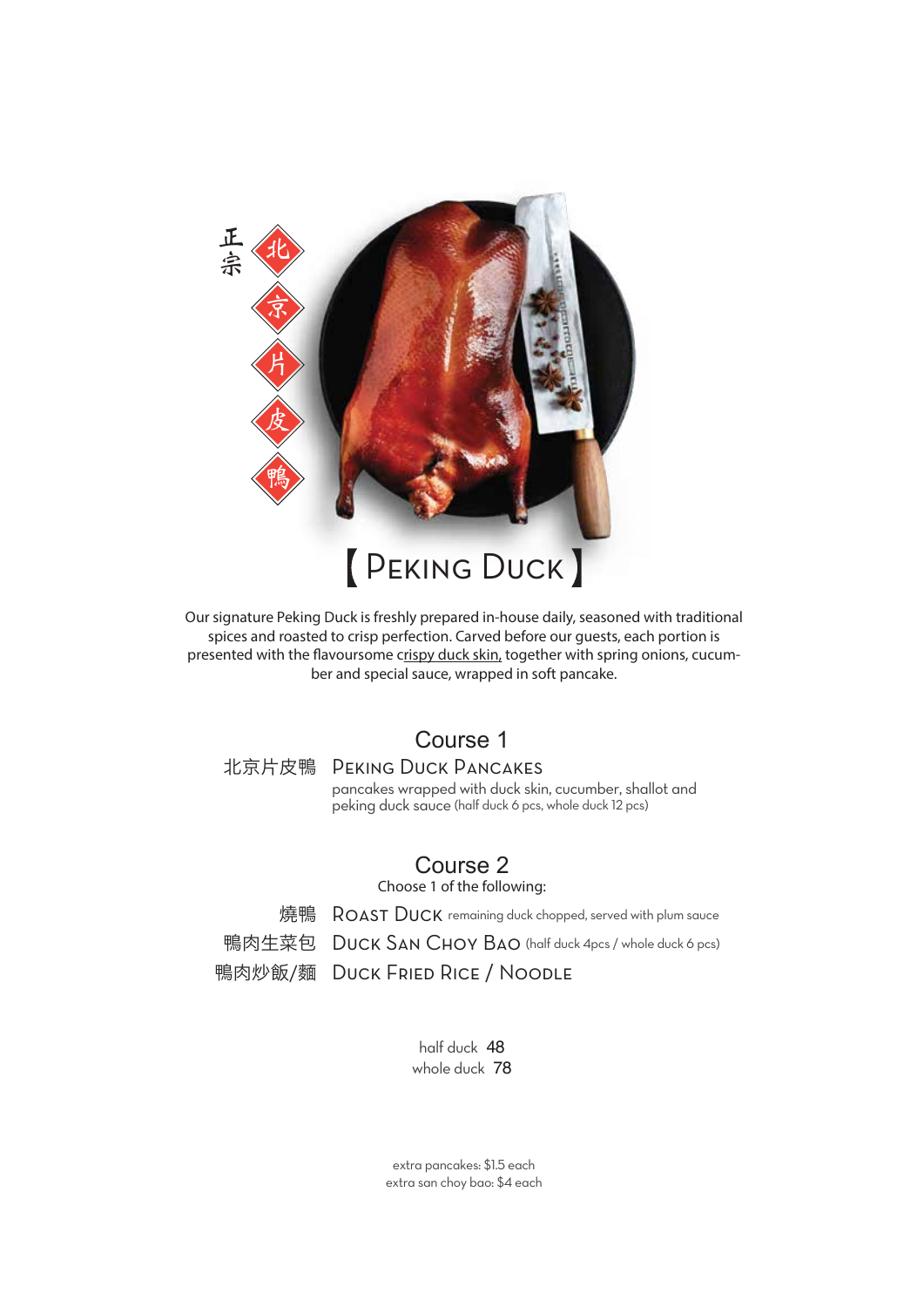正宗 北京片皮鴨

# 【 Peking Duck 】

Our signature Peking Duck is freshly prepared in-house daily, seasoned with traditional spices and roasted to crisp perfection. Carved before our guests, each portion is presented with the flavoursome crispy duck skin, together with spring onions, cucumber and special sauce, wrapped in soft pancake.

## Course 1

北京片皮鴨 **Peking Duck Pancakes**
pancakes wrapped with duck skin, cucumber, shallot and peking duck sauce (half duck 6 pcs, whole duck 12 pcs)

## Course 2

Choose 1 of the following:

燒鴨 **Roast Duck** remaining duck chopped, served with plum sauce

鴨肉生菜包 **Duck San Choy Bao** (half duck 4pcs / whole duck 6 pcs)

鴨肉炒飯/麵 **Duck Fried Rice / Noodle**

half duck 48
whole duck 78

extra pancakes: $1.5 each
extra san choy bao: $4 each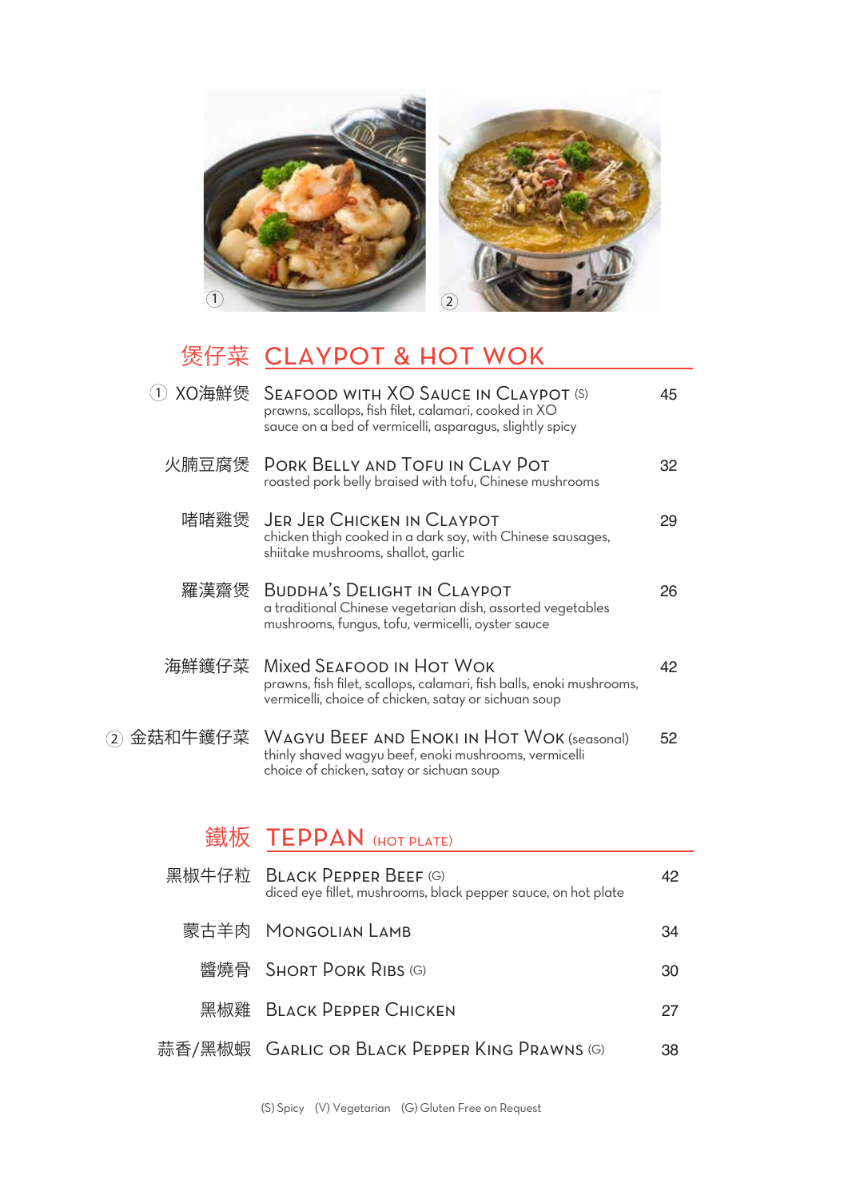## 煲仔菜 CLAYPOT & HOT WOK

| | | | |
|---|---|---|---|
| ① | XO海鮮煲 | **Seafood with XO Sauce in Claypot** (S)<br>prawns, scallops, fish filet, calamari, cooked in XO sauce on a bed of vermicelli, asparagus, slightly spicy | 45 |
| | 火腩豆腐煲 | **Pork Belly and Tofu in Clay Pot**<br>roasted pork belly braised with tofu, Chinese mushrooms | 32 |
| | 啫啫雞煲 | **Jer Jer Chicken in Claypot**<br>chicken thigh cooked in a dark soy, with Chinese sausages, shiitake mushrooms, shallot, garlic | 29 |
| | 羅漢齋煲 | **Buddha's Delight in Claypot**<br>a traditional Chinese vegetarian dish, assorted vegetables mushrooms, fungus, tofu, vermicelli, oyster sauce | 26 |
| | 海鮮鑊仔菜 | **Mixed Seafood in Hot Wok**<br>prawns, fish filet, scallops, calamari, fish balls, enoki mushrooms, vermicelli, choice of chicken, satay or sichuan soup | 42 |
| ② | 金菇和牛鑊仔菜 | **Wagyu Beef and Enoki in Hot Wok** (seasonal)<br>thinly shaved wagyu beef, enoki mushrooms, vermicelli choice of chicken, satay or sichuan soup | 52 |

## 鐵板 TEPPAN (HOT PLATE)

| | | |
|---|---|---|
| 黑椒牛仔粒 | **Black Pepper Beef** (G)<br>diced eye fillet, mushrooms, black pepper sauce, on hot plate | 42 |
| 蒙古羊肉 | **Mongolian Lamb** | 34 |
| 醬燒骨 | **Short Pork Ribs** (G) | 30 |
| 黑椒雞 | **Black Pepper Chicken** | 27 |
| 蒜香/黑椒蝦 | **Garlic or Black Pepper King Prawns** (G) | 38 |

(S) Spicy (V) Vegetarian (G) Gluten Free on Request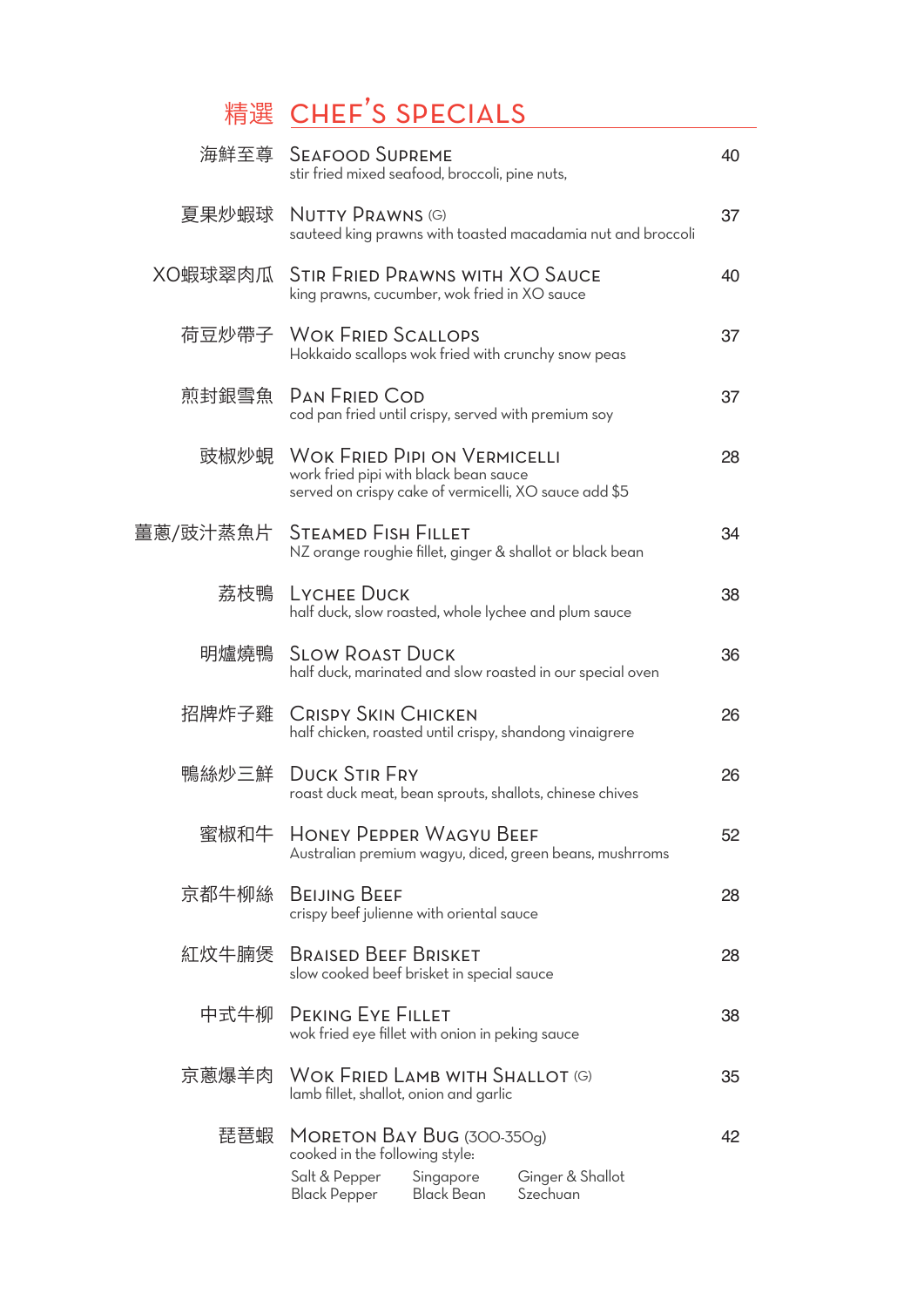# 精選 CHEF'S SPECIALS

**海鮮至尊 Seafood Supreme** — 40
stir fried mixed seafood, broccoli, pine nuts,

**夏果炒蝦球 Nutty Prawns (G)** — 37
sauteed king prawns with toasted macadamia nut and broccoli

**XO蝦球翠肉瓜 Stir Fried Prawns with XO Sauce** — 40
king prawns, cucumber, wok fried in XO sauce

**荷豆炒帶子 Wok Fried Scallops** — 37
Hokkaido scallops wok fried with crunchy snow peas

**煎封銀雪魚 Pan Fried Cod** — 37
cod pan fried until crispy, served with premium soy

**豉椒炒蜆 Wok Fried Pipi on Vermicelli** — 28
work fried pipi with black bean sauce
served on crispy cake of vermicelli, XO sauce add $5

**薑蔥/豉汁蒸魚片 Steamed Fish Fillet** — 34
NZ orange roughie fillet, ginger & shallot or black bean

**荔枝鴨 Lychee Duck** — 38
half duck, slow roasted, whole lychee and plum sauce

**明爐燒鴨 Slow Roast Duck** — 36
half duck, marinated and slow roasted in our special oven

**招牌炸子雞 Crispy Skin Chicken** — 26
half chicken, roasted until crispy, shandong vinaigrere

**鴨絲炒三鮮 Duck Stir Fry** — 26
roast duck meat, bean sprouts, shallots, chinese chives

**蜜椒和牛 Honey Pepper Wagyu Beef** — 52
Australian premium wagyu, diced, green beans, mushrroms

**京都牛柳絲 Beijing Beef** — 28
crispy beef julienne with oriental sauce

**紅炆牛腩煲 Braised Beef Brisket** — 28
slow cooked beef brisket in special sauce

**中式牛柳 Peking Eye Fillet** — 38
wok fried eye fillet with onion in peking sauce

**京蔥爆羊肉 Wok Fried Lamb with Shallot (G)** — 35
lamb fillet, shallot, onion and garlic

**琵琶蝦 Moreton Bay Bug (300-350g)** — 42
cooked in the following style:

| | | |
|---|---|---|
| Salt & Pepper | Singapore | Ginger & Shallot |
| Black Pepper | Black Bean | Szechuan |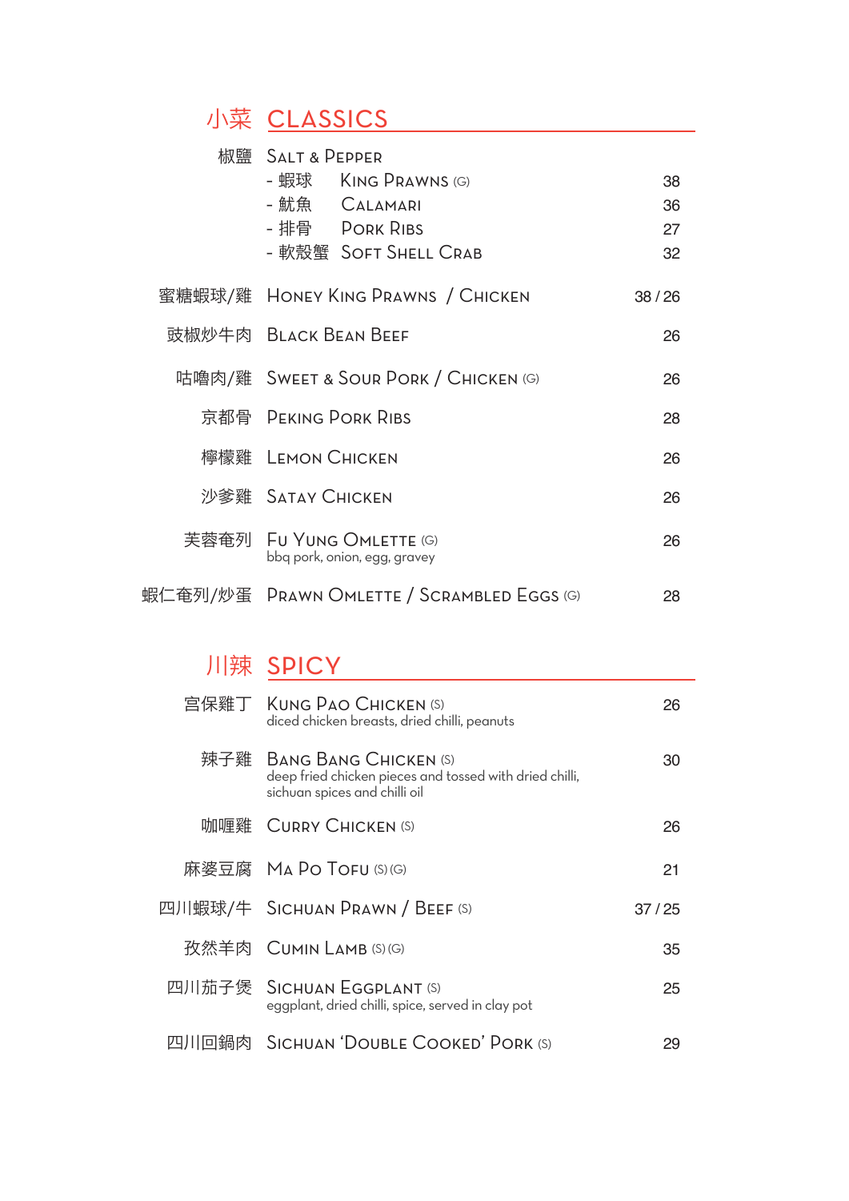## 小菜 CLASSICS

| | | |
|---|---|---|
| 椒鹽 | Salt & Pepper | |
| | - 蝦球 King Prawns (G) | 38 |
| | - 魷魚 Calamari | 36 |
| | - 排骨 Pork Ribs | 27 |
| | - 軟殼蟹 Soft Shell Crab | 32 |
| 蜜糖蝦球/雞 | Honey King Prawns / Chicken | 38 / 26 |
| 豉椒炒牛肉 | Black Bean Beef | 26 |
| 咕嚕肉/雞 | Sweet & Sour Pork / Chicken (G) | 26 |
| 京都骨 | Peking Pork Ribs | 28 |
| 檸檬雞 | Lemon Chicken | 26 |
| 沙爹雞 | Satay Chicken | 26 |
| 芙蓉奄列 | Fu Yung Omlette (G)<br>bbq pork, onion, egg, gravey | 26 |
| 蝦仁奄列/炒蛋 | Prawn Omlette / Scrambled Eggs (G) | 28 |

## 川辣 SPICY

| | | |
|---|---|---|
| 宮保雞丁 | Kung Pao Chicken (S)<br>diced chicken breasts, dried chilli, peanuts | 26 |
| 辣子雞 | Bang Bang Chicken (S)<br>deep fried chicken pieces and tossed with dried chilli, sichuan spices and chilli oil | 30 |
| 咖喱雞 | Curry Chicken (S) | 26 |
| 麻婆豆腐 | Ma Po Tofu (S) (G) | 21 |
| 四川蝦球/牛 | Sichuan Prawn / Beef (S) | 37 / 25 |
| 孜然羊肉 | Cumin Lamb (S) (G) | 35 |
| 四川茄子煲 | Sichuan Eggplant (S)<br>eggplant, dried chilli, spice, served in clay pot | 25 |
| 四川回鍋肉 | Sichuan 'Double Cooked' Pork (S) | 29 |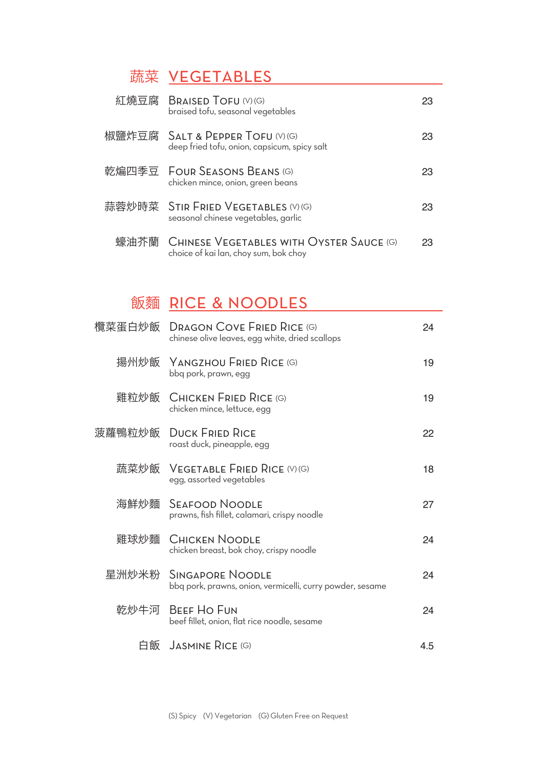## 蔬菜 VEGETABLES

| | | |
|---|---|---|
| 紅燒豆腐 | **Braised Tofu** (V) (G)<br>braised tofu, seasonal vegetables | 23 |
| 椒鹽炸豆腐 | **Salt & Pepper Tofu** (V) (G)<br>deep fried tofu, onion, capsicum, spicy salt | 23 |
| 乾煸四季豆 | **Four Seasons Beans** (G)<br>chicken mince, onion, green beans | 23 |
| 蒜蓉炒時菜 | **Stir Fried Vegetables** (V) (G)<br>seasonal chinese vegetables, garlic | 23 |
| 蠔油芥蘭 | **Chinese Vegetables with Oyster Sauce** (G)<br>choice of kai lan, choy sum, bok choy | 23 |

## 飯麵 RICE & NOODLES

| | | |
|---|---|---|
| 欖菜蛋白炒飯 | **Dragon Cove Fried Rice** (G)<br>chinese olive leaves, egg white, dried scallops | 24 |
| 揚州炒飯 | **Yangzhou Fried Rice** (G)<br>bbq pork, prawn, egg | 19 |
| 雞粒炒飯 | **Chicken Fried Rice** (G)<br>chicken mince, lettuce, egg | 19 |
| 菠蘿鴨粒炒飯 | **Duck Fried Rice**<br>roast duck, pineapple, egg | 22 |
| 蔬菜炒飯 | **Vegetable Fried Rice** (V) (G)<br>egg, assorted vegetables | 18 |
| 海鮮炒麵 | **Seafood Noodle**<br>prawns, fish fillet, calamari, crispy noodle | 27 |
| 雞球炒麵 | **Chicken Noodle**<br>chicken breast, bok choy, crispy noodle | 24 |
| 星洲炒米粉 | **Singapore Noodle**<br>bbq pork, prawns, onion, vermicelli, curry powder, sesame | 24 |
| 乾炒牛河 | **Beef Ho Fun**<br>beef fillet, onion, flat rice noodle, sesame | 24 |
| 白飯 | **Jasmine Rice** (G) | 4.5 |

(S) Spicy (V) Vegetarian (G) Gluten Free on Request